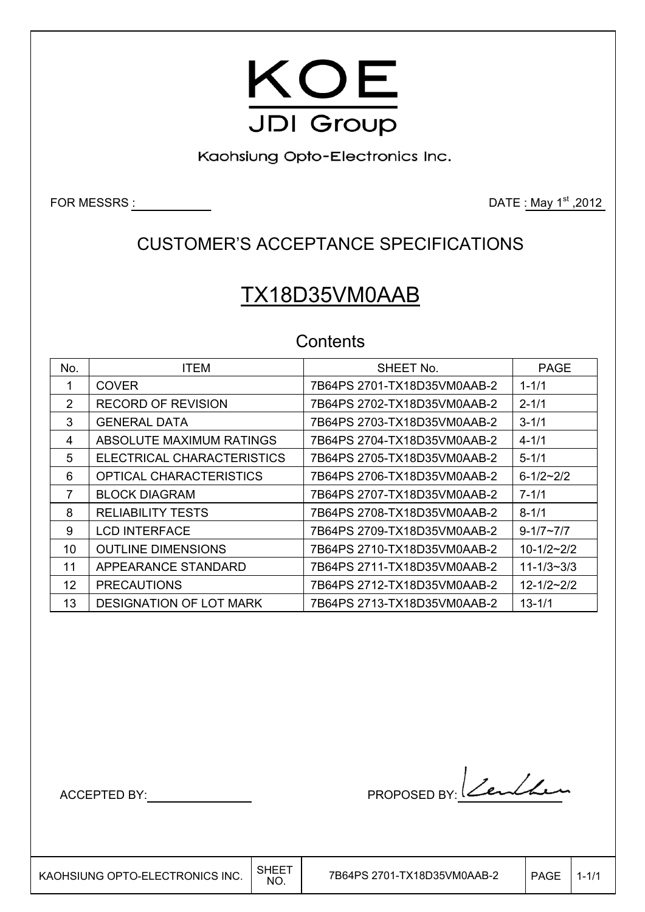# KOE

JDI Group

Kaohsiung Opto-Electronics Inc.

FOR MESSRS :

DATE : May 1st ,2012

## CUSTOMER'S ACCEPTANCE SPECIFICATIONS

# TX18D35VM0AAB

### Contents

| No. | ITEM | SHEET No. | PAGE |
|---|---|---|---|
| 1 | COVER | 7B64PS 2701-TX18D35VM0AAB-2 | 1-1/1 |
| 2 | RECORD OF REVISION | 7B64PS 2702-TX18D35VM0AAB-2 | 2-1/1 |
| 3 | GENERAL DATA | 7B64PS 2703-TX18D35VM0AAB-2 | 3-1/1 |
| 4 | ABSOLUTE MAXIMUM RATINGS | 7B64PS 2704-TX18D35VM0AAB-2 | 4-1/1 |
| 5 | ELECTRICAL CHARACTERISTICS | 7B64PS 2705-TX18D35VM0AAB-2 | 5-1/1 |
| 6 | OPTICAL CHARACTERISTICS | 7B64PS 2706-TX18D35VM0AAB-2 | 6-1/2~2/2 |
| 7 | BLOCK DIAGRAM | 7B64PS 2707-TX18D35VM0AAB-2 | 7-1/1 |
| 8 | RELIABILITY TESTS | 7B64PS 2708-TX18D35VM0AAB-2 | 8-1/1 |
| 9 | LCD INTERFACE | 7B64PS 2709-TX18D35VM0AAB-2 | 9-1/7~7/7 |
| 10 | OUTLINE DIMENSIONS | 7B64PS 2710-TX18D35VM0AAB-2 | 10-1/2~2/2 |
| 11 | APPEARANCE STANDARD | 7B64PS 2711-TX18D35VM0AAB-2 | 11-1/3~3/3 |
| 12 | PRECAUTIONS | 7B64PS 2712-TX18D35VM0AAB-2 | 12-1/2~2/2 |
| 13 | DESIGNATION OF LOT MARK | 7B64PS 2713-TX18D35VM0AAB-2 | 13-1/1 |

ACCEPTED BY:

PROPOSED BY: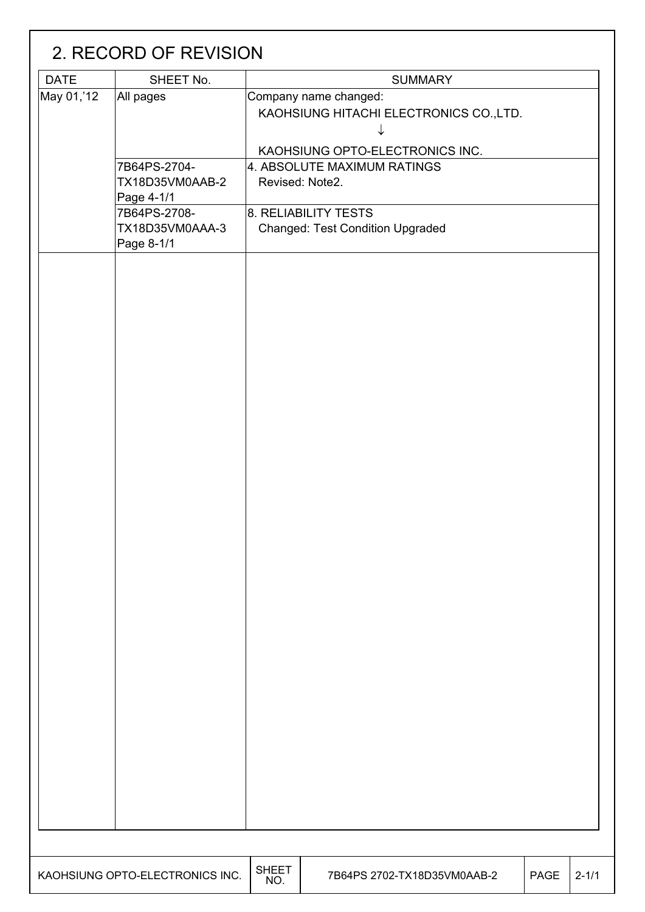## 2. RECORD OF REVISION

| DATE | SHEET No. | SUMMARY |
|---|---|---|
| May 01,'12 | All pages | Company name changed:<br>KAOHSIUNG HITACHI ELECTRONICS CO.,LTD.<br>↓<br>KAOHSIUNG OPTO-ELECTRONICS INC. |
| | 7B64PS-2704-<br>TX18D35VM0AAB-2<br>Page 4-1/1 | 4. ABSOLUTE MAXIMUM RATINGS<br>Revised: Note2. |
| | 7B64PS-2708-<br>TX18D35VM0AAA-3<br>Page 8-1/1 | 8. RELIABILITY TESTS<br>Changed: Test Condition Upgraded |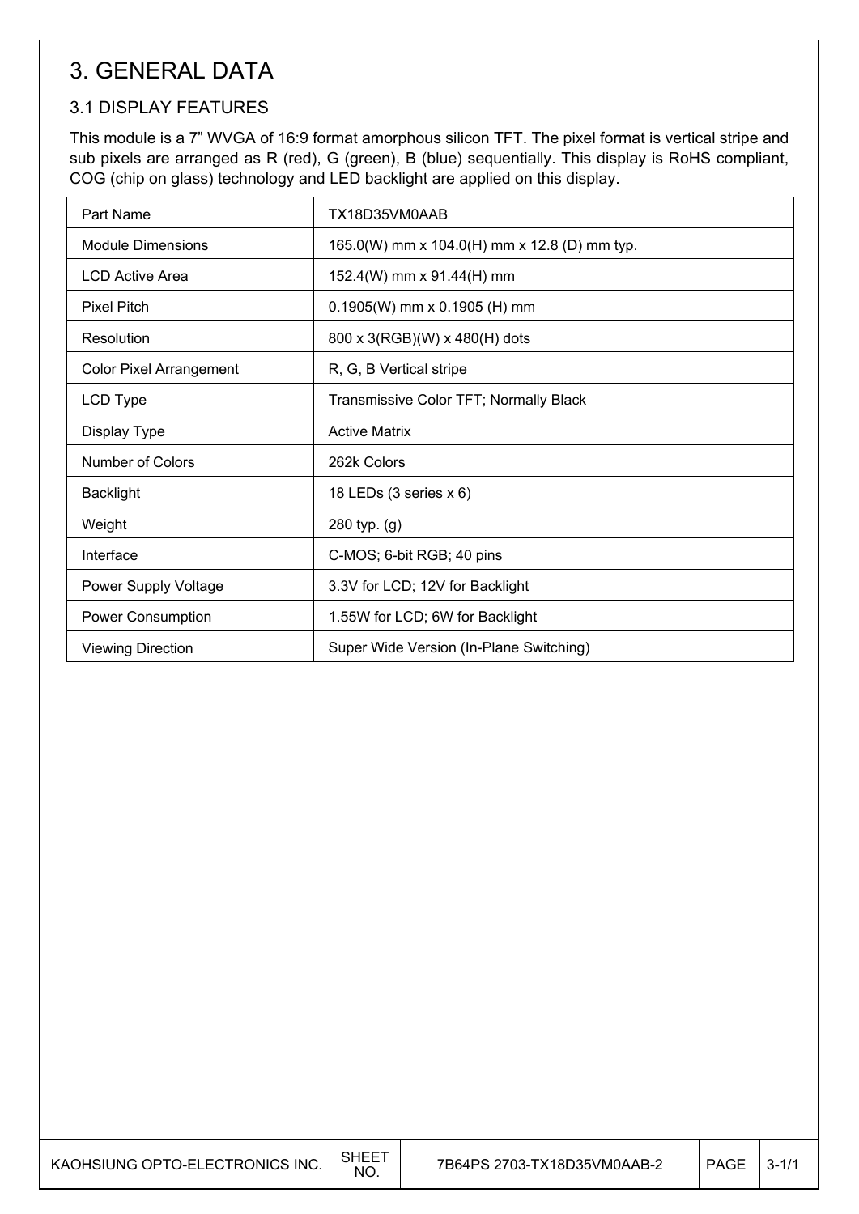# 3. GENERAL DATA

## 3.1 DISPLAY FEATURES

This module is a 7" WVGA of 16:9 format amorphous silicon TFT. The pixel format is vertical stripe and sub pixels are arranged as R (red), G (green), B (blue) sequentially. This display is RoHS compliant, COG (chip on glass) technology and LED backlight are applied on this display.

| Part Name | TX18D35VM0AAB |
|---|---|
| Module Dimensions | 165.0(W) mm x 104.0(H) mm x 12.8 (D) mm typ. |
| LCD Active Area | 152.4(W) mm x 91.44(H) mm |
| Pixel Pitch | 0.1905(W) mm x 0.1905 (H) mm |
| Resolution | 800 x 3(RGB)(W) x 480(H) dots |
| Color Pixel Arrangement | R, G, B Vertical stripe |
| LCD Type | Transmissive Color TFT; Normally Black |
| Display Type | Active Matrix |
| Number of Colors | 262k Colors |
| Backlight | 18 LEDs (3 series x 6) |
| Weight | 280 typ. (g) |
| Interface | C-MOS; 6-bit RGB; 40 pins |
| Power Supply Voltage | 3.3V for LCD; 12V for Backlight |
| Power Consumption | 1.55W for LCD; 6W for Backlight |
| Viewing Direction | Super Wide Version (In-Plane Switching) |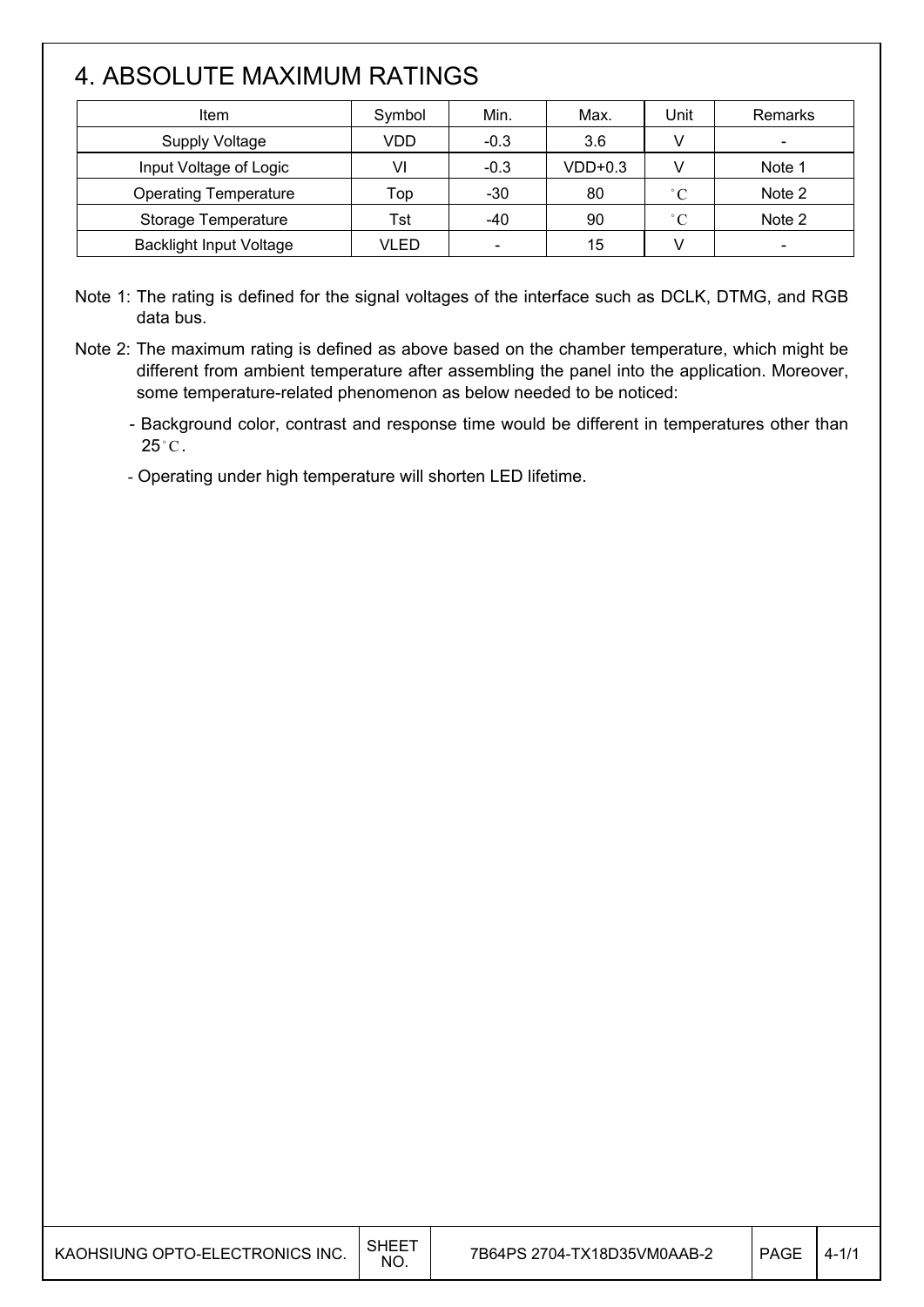# 4. ABSOLUTE MAXIMUM RATINGS

| Item | Symbol | Min. | Max. | Unit | Remarks |
|---|---|---|---|---|---|
| Supply Voltage | VDD | -0.3 | 3.6 | V | - |
| Input Voltage of Logic | VI | -0.3 | VDD+0.3 | V | Note 1 |
| Operating Temperature | Top | -30 | 80 | ˚C | Note 2 |
| Storage Temperature | Tst | -40 | 90 | ˚C | Note 2 |
| Backlight Input Voltage | VLED | - | 15 | V | - |

Note 1: The rating is defined for the signal voltages of the interface such as DCLK, DTMG, and RGB data bus.

Note 2: The maximum rating is defined as above based on the chamber temperature, which might be different from ambient temperature after assembling the panel into the application. Moreover, some temperature-related phenomenon as below needed to be noticed:

- Background color, contrast and response time would be different in temperatures other than 25˚C.
- Operating under high temperature will shorten LED lifetime.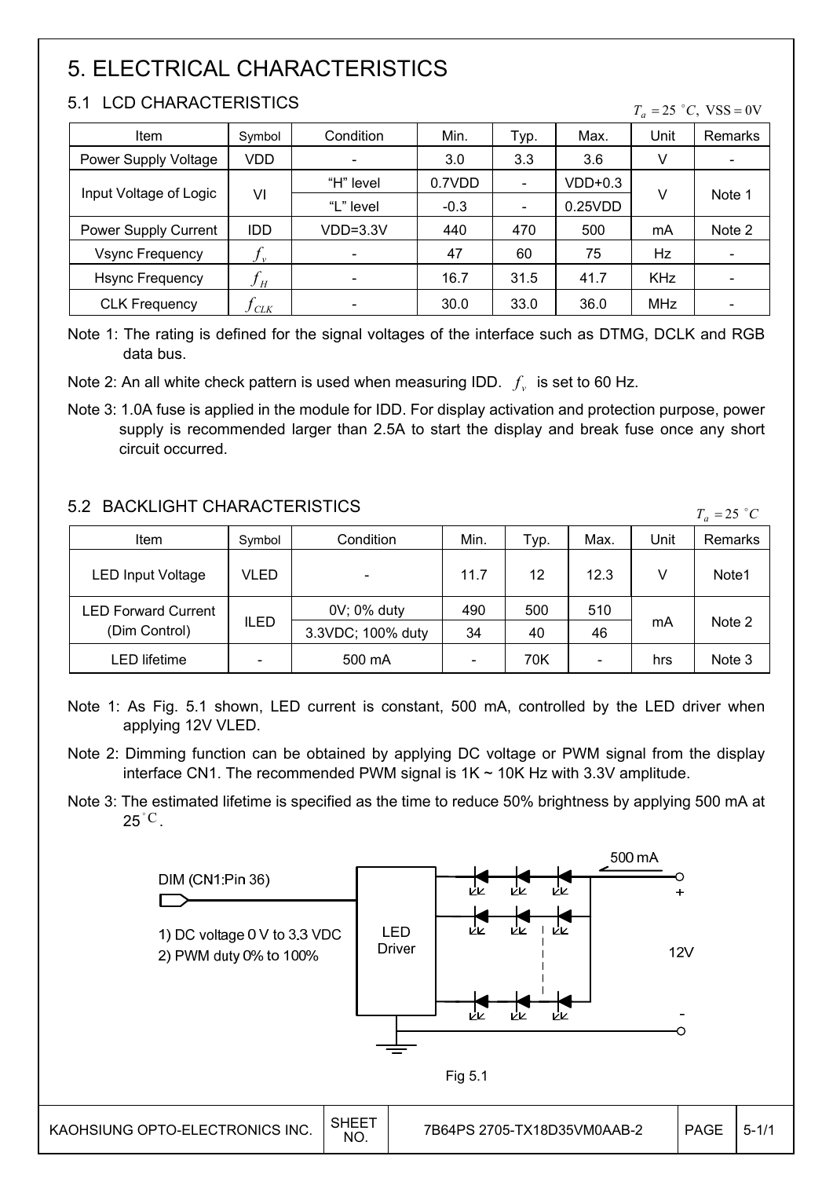# 5. ELECTRICAL CHARACTERISTICS

## 5.1 LCD CHARACTERISTICS

$T_a = 25\ ^\circ C,\ VSS = 0V$

| Item | Symbol | Condition | Min. | Typ. | Max. | Unit | Remarks |
|---|---|---|---|---|---|---|---|
| Power Supply Voltage | VDD | - | 3.0 | 3.3 | 3.6 | V | - |
| Input Voltage of Logic | VI | "H" level | 0.7VDD | - | VDD+0.3 | V | Note 1 |
| | | "L" level | -0.3 | - | 0.25VDD | | |
| Power Supply Current | IDD | VDD=3.3V | 440 | 470 | 500 | mA | Note 2 |
| Vsync Frequency | $f_v$ | - | 47 | 60 | 75 | Hz | - |
| Hsync Frequency | $f_H$ | - | 16.7 | 31.5 | 41.7 | KHz | - |
| CLK Frequency | $f_{CLK}$ | - | 30.0 | 33.0 | 36.0 | MHz | - |

Note 1: The rating is defined for the signal voltages of the interface such as DTMG, DCLK and RGB data bus.

Note 2: An all white check pattern is used when measuring IDD. $f_v$ is set to 60 Hz.

Note 3: 1.0A fuse is applied in the module for IDD. For display activation and protection purpose, power supply is recommended larger than 2.5A to start the display and break fuse once any short circuit occurred.

## 5.2 BACKLIGHT CHARACTERISTICS

$T_a = 25\ ^\circ C$

| Item | Symbol | Condition | Min. | Typ. | Max. | Unit | Remarks |
|---|---|---|---|---|---|---|---|
| LED Input Voltage | VLED | - | 11.7 | 12 | 12.3 | V | Note1 |
| LED Forward Current (Dim Control) | ILED | 0V; 0% duty | 490 | 500 | 510 | mA | Note 2 |
| | | 3.3VDC; 100% duty | 34 | 40 | 46 | | |
| LED lifetime | - | 500 mA | - | 70K | - | hrs | Note 3 |

Note 1: As Fig. 5.1 shown, LED current is constant, 500 mA, controlled by the LED driver when applying 12V VLED.

Note 2: Dimming function can be obtained by applying DC voltage or PWM signal from the display interface CN1. The recommended PWM signal is 1K ~ 10K Hz with 3.3V amplitude.

Note 3: The estimated lifetime is specified as the time to reduce 50% brightness by applying 500 mA at 25 $^\circ$C.

DIM (CN1:Pin 36)

1) DC voltage 0 V to 3.3 VDC
2) PWM duty 0% to 100%

LED Driver

500 mA

+

12V

-

Fig 5.1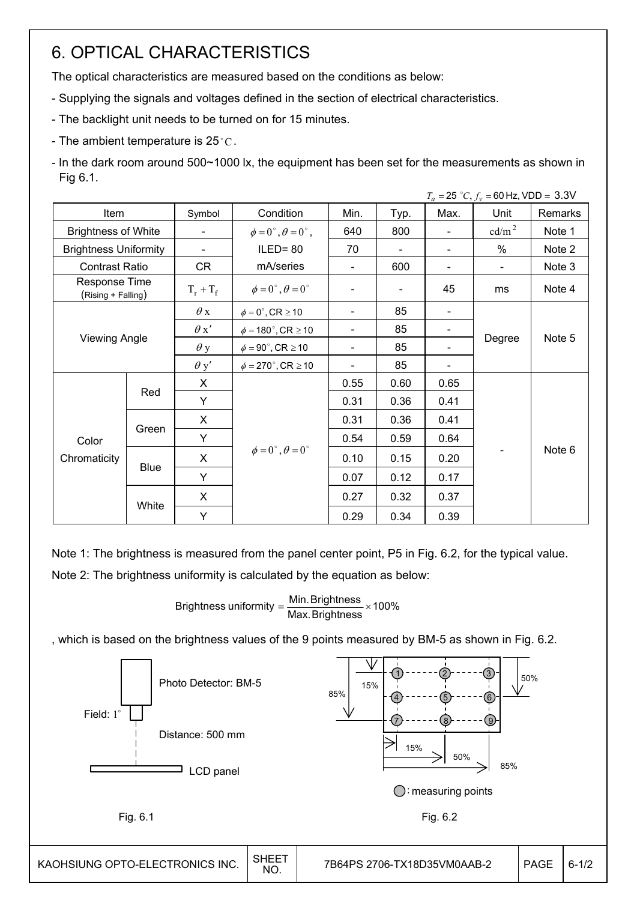# 6. OPTICAL CHARACTERISTICS

The optical characteristics are measured based on the conditions as below:

- Supplying the signals and voltages defined in the section of electrical characteristics.
- The backlight unit needs to be turned on for 15 minutes.
- The ambient temperature is 25°C.
- In the dark room around 500~1000 lx, the equipment has been set for the measurements as shown in Fig 6.1.

$T_a = 25\ ^\circ C$, $f_v = 60$ Hz, VDD = 3.3V

| Item | | Symbol | Condition | Min. | Typ. | Max. | Unit | Remarks |
|---|---|---|---|---|---|---|---|---|
| Brightness of White | | - | $\phi = 0^\circ, \theta = 0^\circ$, ILED= 80 mA/series | 640 | 800 | - | $cd/m^2$ | Note 1 |
| Brightness Uniformity | | - | | 70 | - | - | % | Note 2 |
| Contrast Ratio | | CR | | - | 600 | - | - | Note 3 |
| Response Time (Rising + Falling) | | $T_r + T_f$ | $\phi = 0^\circ, \theta = 0^\circ$ | - | - | 45 | ms | Note 4 |
| Viewing Angle | | $\theta x$ | $\phi = 0^\circ$, CR ≥ 10 | - | 85 | - | Degree | Note 5 |
| | | $\theta x'$ | $\phi = 180^\circ$, CR ≥ 10 | - | 85 | - | | |
| | | $\theta y$ | $\phi = 90^\circ$, CR ≥ 10 | - | 85 | - | | |
| | | $\theta y'$ | $\phi = 270^\circ$, CR ≥ 10 | - | 85 | - | | |
| Color Chromaticity | Red | X | $\phi = 0^\circ, \theta = 0^\circ$ | 0.55 | 0.60 | 0.65 | - | Note 6 |
| | | Y | | 0.31 | 0.36 | 0.41 | | |
| | Green | X | | 0.31 | 0.36 | 0.41 | | |
| | | Y | | 0.54 | 0.59 | 0.64 | | |
| | Blue | X | | 0.10 | 0.15 | 0.20 | | |
| | | Y | | 0.07 | 0.12 | 0.17 | | |
| | White | X | | 0.27 | 0.32 | 0.37 | | |
| | | Y | | 0.29 | 0.34 | 0.39 | | |

Note 1: The brightness is measured from the panel center point, P5 in Fig. 6.2, for the typical value.

Note 2: The brightness uniformity is calculated by the equation as below:

$$\text{Brightness uniformity} = \frac{\text{Min. Brightness}}{\text{Max. Brightness}} \times 100\%$$

, which is based on the brightness values of the 9 points measured by BM-5 as shown in Fig. 6.2.

Photo Detector: BM-5

Field: 1°

Distance: 500 mm

LCD panel

Fig. 6.1

15%, 50%, 85%

○: measuring points

Fig. 6.2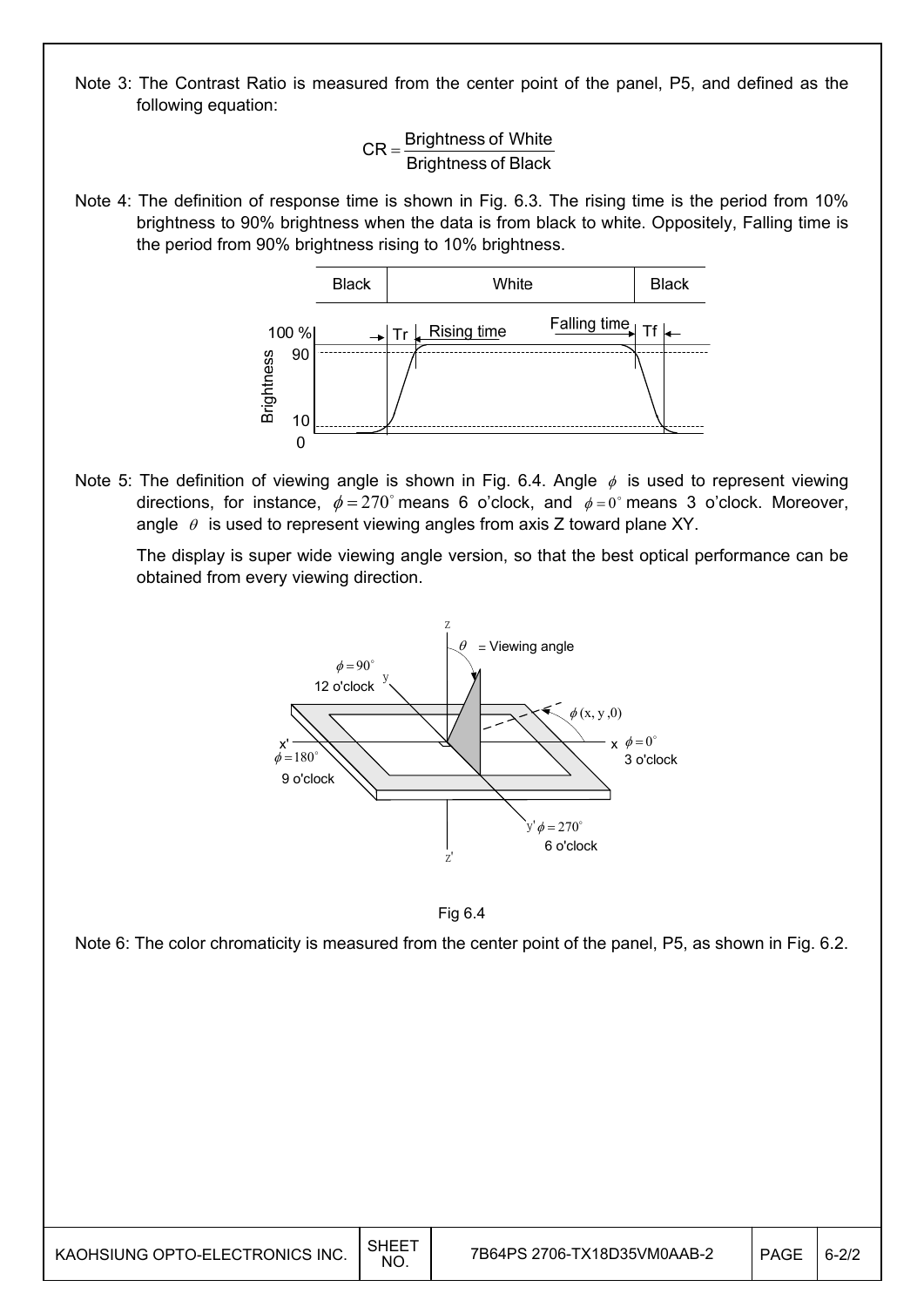Note 3: The Contrast Ratio is measured from the center point of the panel, P5, and defined as the following equation:

$$CR = \frac{\text{Brightness of White}}{\text{Brightness of Black}}$$

Note 4: The definition of response time is shown in Fig. 6.3. The rising time is the period from 10% brightness to 90% brightness when the data is from black to white. Oppositely, Falling time is the period from 90% brightness rising to 10% brightness.

Note 5: The definition of viewing angle is shown in Fig. 6.4. Angle $\phi$ is used to represent viewing directions, for instance, $\phi = 270^{\circ}$ means 6 o'clock, and $\phi = 0^{\circ}$ means 3 o'clock. Moreover, angle $\theta$ is used to represent viewing angles from axis Z toward plane XY.

The display is super wide viewing angle version, so that the best optical performance can be obtained from every viewing direction.

Fig 6.4

Note 6: The color chromaticity is measured from the center point of the panel, P5, as shown in Fig. 6.2.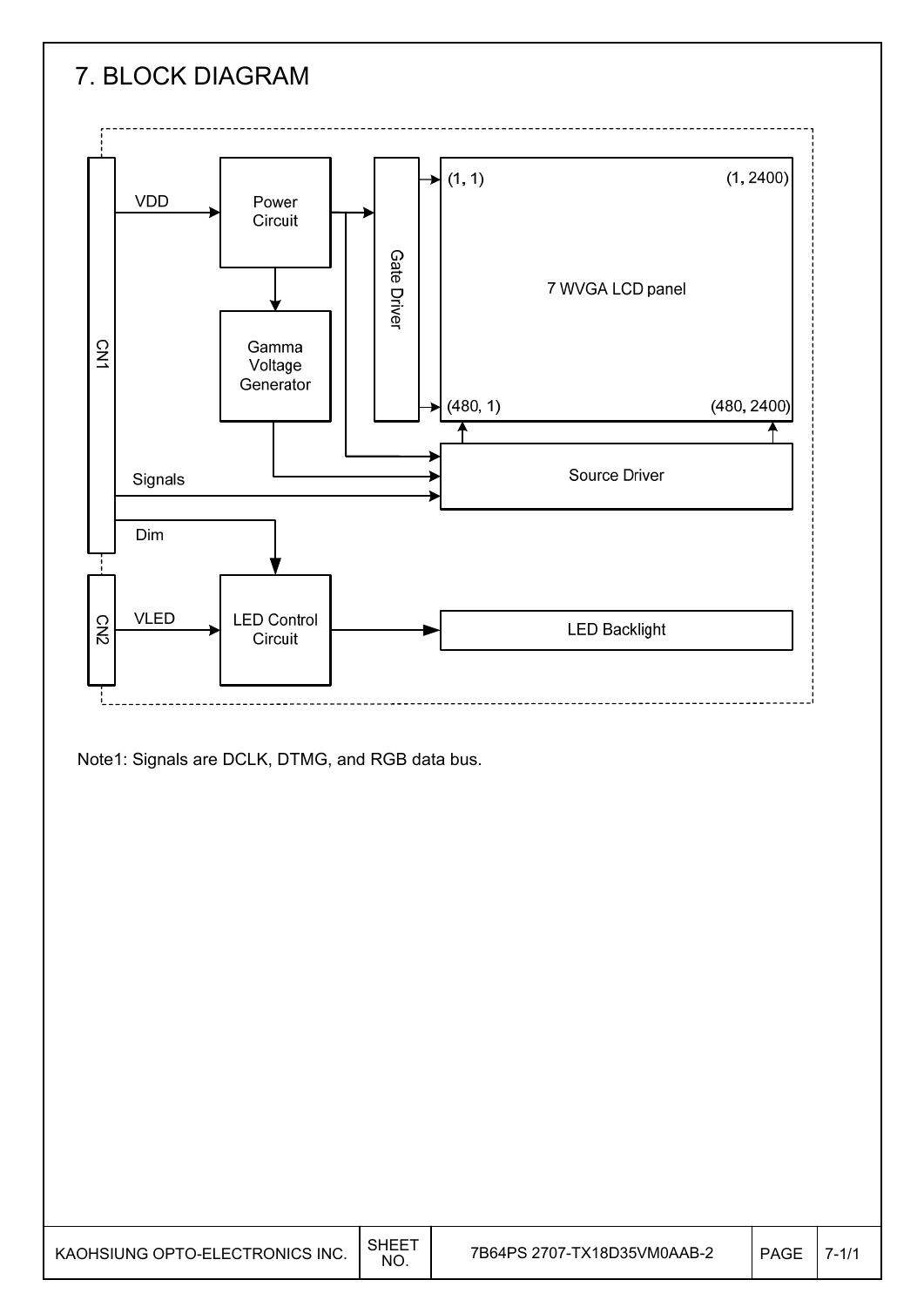# 7. BLOCK DIAGRAM

CN1

VDD

Power Circuit

Gamma Voltage Generator

Gate Driver

(1, 1)

(1, 2400)

7 WVGA LCD panel

(480, 1)

(480, 2400)

Source Driver

Signals

Dim

CN2

VLED

LED Control Circuit

LED Backlight

Note1: Signals are DCLK, DTMG, and RGB data bus.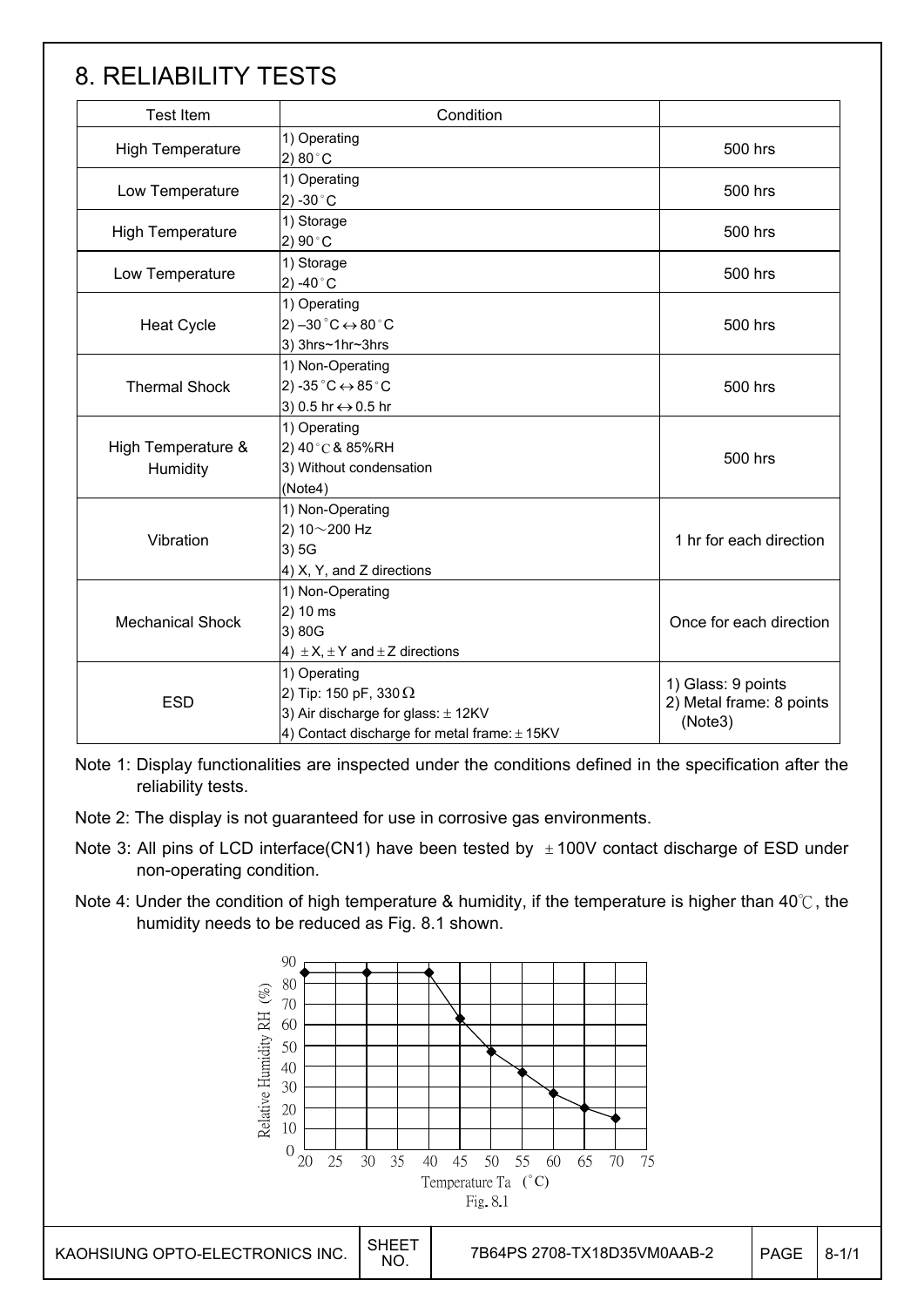# 8. RELIABILITY TESTS

| Test Item | Condition | |
|---|---|---|
| High Temperature | 1) Operating<br>2) 80°C | 500 hrs |
| Low Temperature | 1) Operating<br>2) -30°C | 500 hrs |
| High Temperature | 1) Storage<br>2) 90°C | 500 hrs |
| Low Temperature | 1) Storage<br>2) -40°C | 500 hrs |
| Heat Cycle | 1) Operating<br>2) –30°C ↔ 80°C<br>3) 3hrs~1hr~3hrs | 500 hrs |
| Thermal Shock | 1) Non-Operating<br>2) -35°C ↔ 85°C<br>3) 0.5 hr ↔ 0.5 hr | 500 hrs |
| High Temperature & Humidity | 1) Operating<br>2) 40°C & 85%RH<br>3) Without condensation<br>(Note4) | 500 hrs |
| Vibration | 1) Non-Operating<br>2) 10～200 Hz<br>3) 5G<br>4) X, Y, and Z directions | 1 hr for each direction |
| Mechanical Shock | 1) Non-Operating<br>2) 10 ms<br>3) 80G<br>4) ±X, ±Y and ±Z directions | Once for each direction |
| ESD | 1) Operating<br>2) Tip: 150 pF, 330Ω<br>3) Air discharge for glass: ±12KV<br>4) Contact discharge for metal frame: ±15KV | 1) Glass: 9 points<br>2) Metal frame: 8 points (Note3) |

Note 1: Display functionalities are inspected under the conditions defined in the specification after the reliability tests.

Note 2: The display is not guaranteed for use in corrosive gas environments.

Note 3: All pins of LCD interface(CN1) have been tested by ±100V contact discharge of ESD under non-operating condition.

Note 4: Under the condition of high temperature & humidity, if the temperature is higher than 40℃, the humidity needs to be reduced as Fig. 8.1 shown.

Fig. 8.1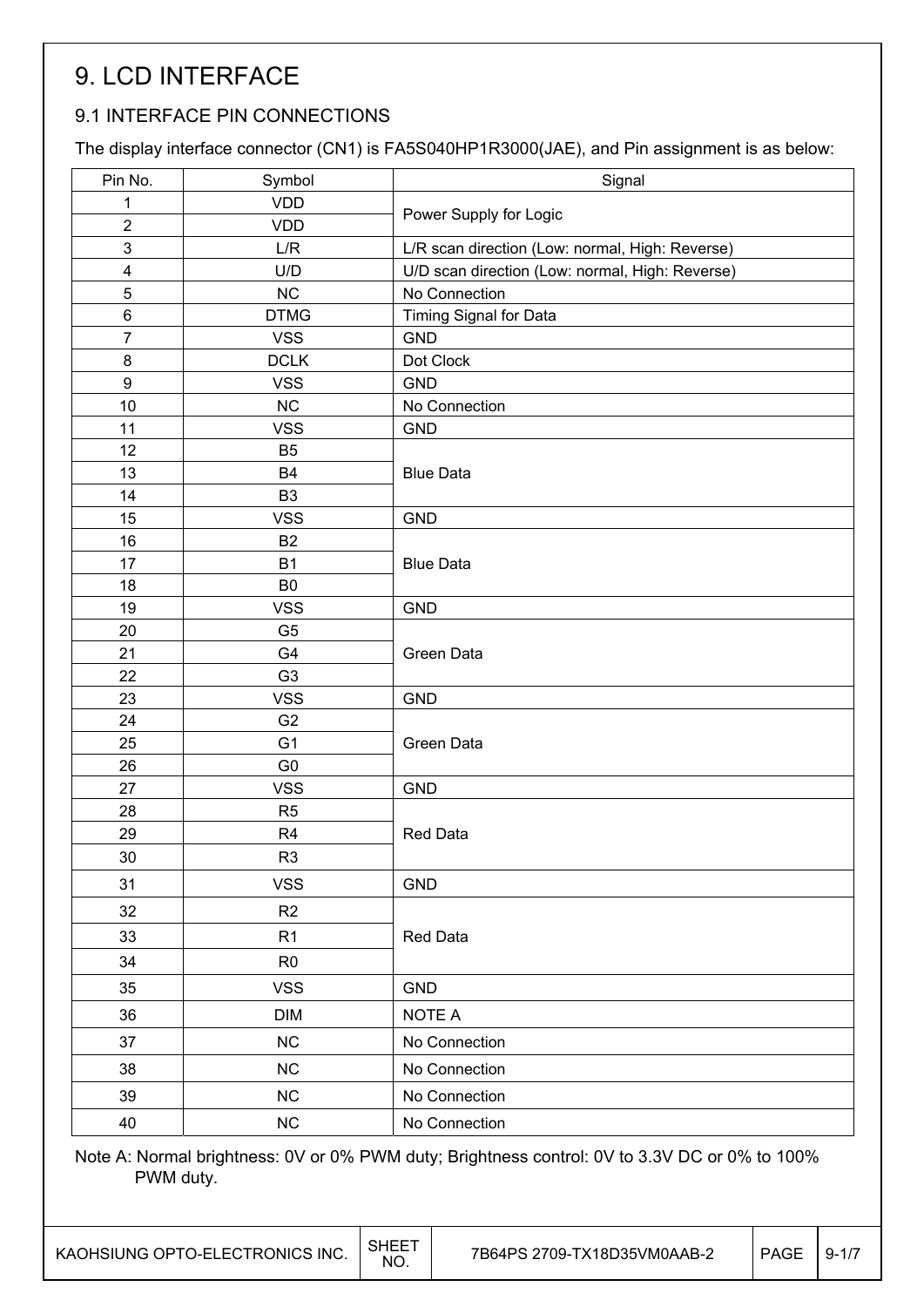# 9. LCD INTERFACE

## 9.1 INTERFACE PIN CONNECTIONS

The display interface connector (CN1) is FA5S040HP1R3000(JAE), and Pin assignment is as below:

| Pin No. | Symbol | Signal |
|---|---|---|
| 1 | VDD | Power Supply for Logic |
| 2 | VDD | |
| 3 | L/R | L/R scan direction (Low: normal, High: Reverse) |
| 4 | U/D | U/D scan direction (Low: normal, High: Reverse) |
| 5 | NC | No Connection |
| 6 | DTMG | Timing Signal for Data |
| 7 | VSS | GND |
| 8 | DCLK | Dot Clock |
| 9 | VSS | GND |
| 10 | NC | No Connection |
| 11 | VSS | GND |
| 12 | B5 | Blue Data |
| 13 | B4 | |
| 14 | B3 | |
| 15 | VSS | GND |
| 16 | B2 | Blue Data |
| 17 | B1 | |
| 18 | B0 | |
| 19 | VSS | GND |
| 20 | G5 | Green Data |
| 21 | G4 | |
| 22 | G3 | |
| 23 | VSS | GND |
| 24 | G2 | Green Data |
| 25 | G1 | |
| 26 | G0 | |
| 27 | VSS | GND |
| 28 | R5 | Red Data |
| 29 | R4 | |
| 30 | R3 | |
| 31 | VSS | GND |
| 32 | R2 | Red Data |
| 33 | R1 | |
| 34 | R0 | |
| 35 | VSS | GND |
| 36 | DIM | NOTE A |
| 37 | NC | No Connection |
| 38 | NC | No Connection |
| 39 | NC | No Connection |
| 40 | NC | No Connection |

Note A: Normal brightness: 0V or 0% PWM duty; Brightness control: 0V to 3.3V DC or 0% to 100% PWM duty.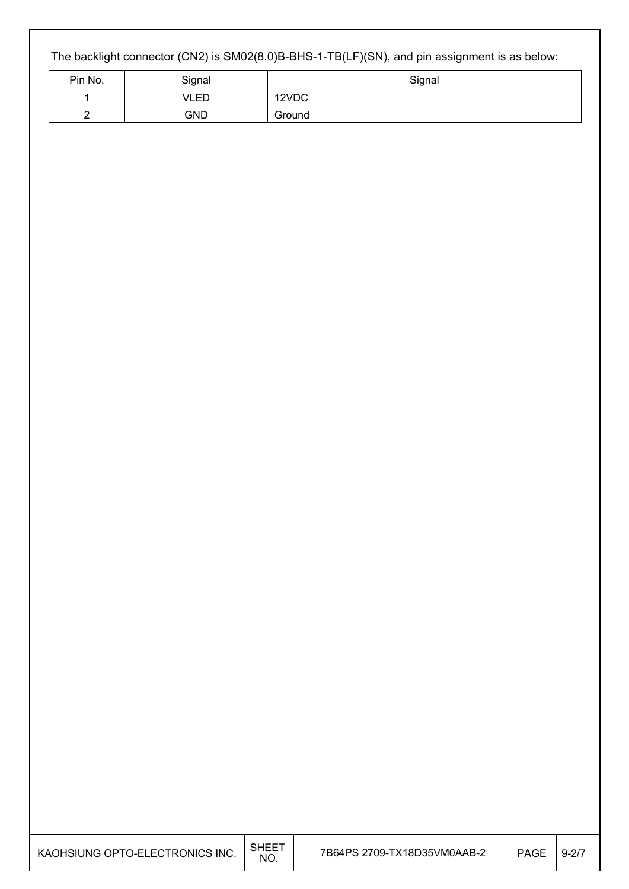The backlight connector (CN2) is SM02(8.0)B-BHS-1-TB(LF)(SN), and pin assignment is as below:

| Pin No. | Signal | Signal |
|---|---|---|
| 1 | VLED | 12VDC |
| 2 | GND | Ground |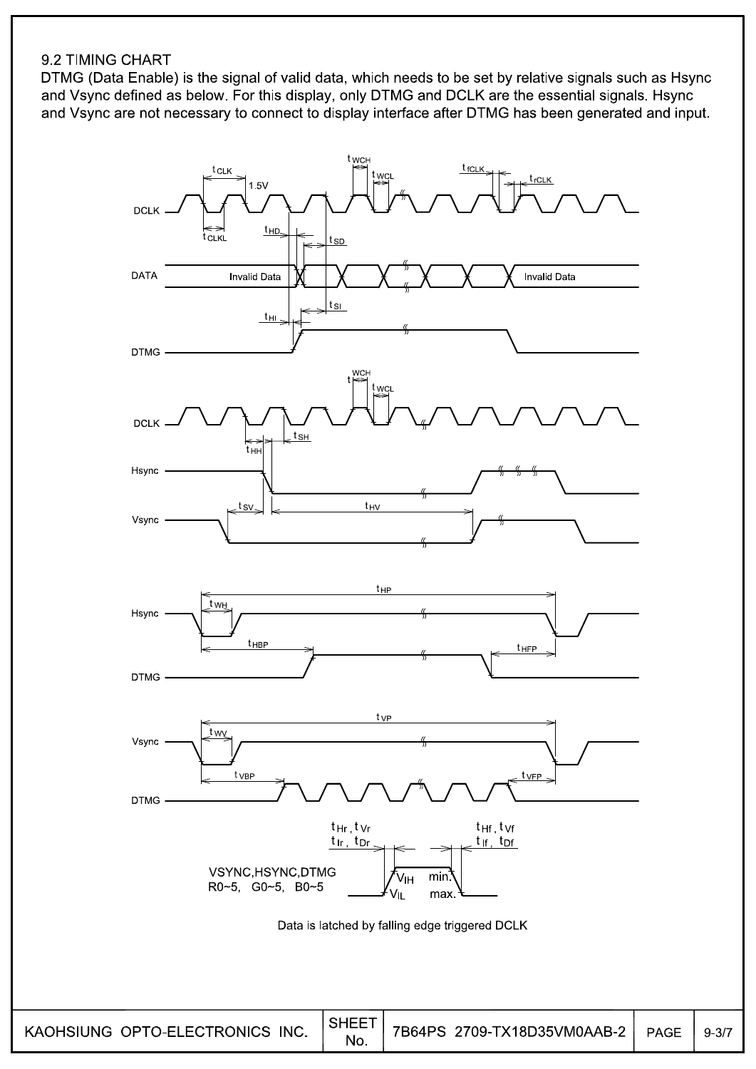## 9.2 TIMING CHART

DTMG (Data Enable) is the signal of valid data, which needs to be set by relative signals such as Hsync and Vsync defined as below. For this display, only DTMG and DCLK are the essential signals. Hsync and Vsync are not necessary to connect to display interface after DTMG has been generated and input.

Data is latched by falling edge triggered DCLK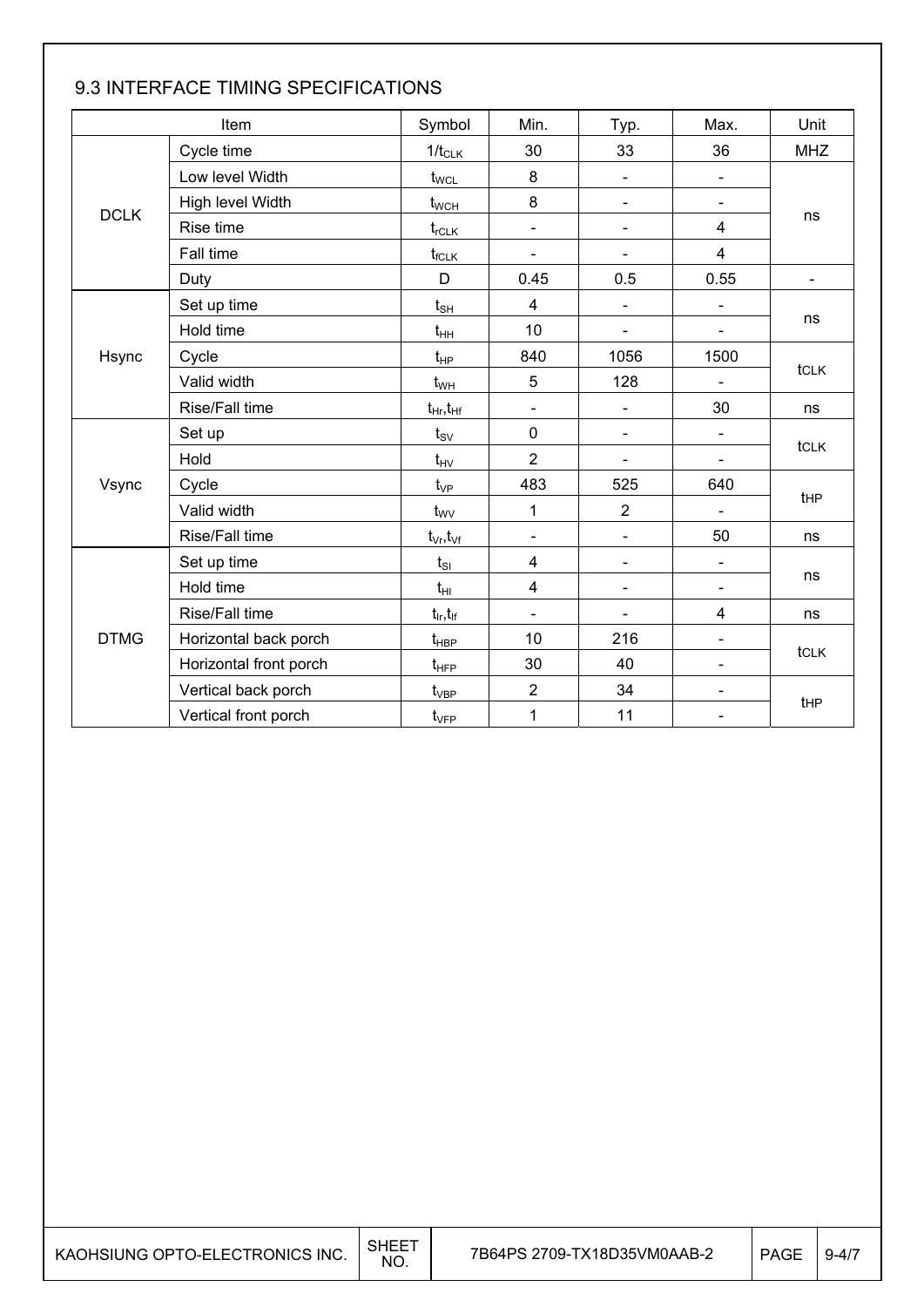## 9.3 INTERFACE TIMING SPECIFICATIONS

| Item | | Symbol | Min. | Typ. | Max. | Unit |
|---|---|---|---|---|---|---|
| DCLK | Cycle time | $1/t_{CLK}$ | 30 | 33 | 36 | MHZ |
| | Low level Width | $t_{WCL}$ | 8 | - | - | ns |
| | High level Width | $t_{WCH}$ | 8 | - | - | ns |
| | Rise time | $t_{rCLK}$ | - | - | 4 | ns |
| | Fall time | $t_{fCLK}$ | - | - | 4 | ns |
| | Duty | D | 0.45 | 0.5 | 0.55 | - |
| Hsync | Set up time | $t_{SH}$ | 4 | - | - | ns |
| | Hold time | $t_{HH}$ | 10 | - | - | ns |
| | Cycle | $t_{HP}$ | 840 | 1056 | 1500 | tCLK |
| | Valid width | $t_{WH}$ | 5 | 128 | - | tCLK |
| | Rise/Fall time | $t_{Hr}$,$t_{Hf}$ | - | - | 30 | ns |
| Vsync | Set up | $t_{SV}$ | 0 | - | - | tCLK |
| | Hold | $t_{HV}$ | 2 | - | - | tCLK |
| | Cycle | $t_{VP}$ | 483 | 525 | 640 | tHP |
| | Valid width | $t_{WV}$ | 1 | 2 | - | tHP |
| | Rise/Fall time | $t_{Vr}$,$t_{Vf}$ | - | - | 50 | ns |
| DTMG | Set up time | $t_{SI}$ | 4 | - | - | ns |
| | Hold time | $t_{HI}$ | 4 | - | - | ns |
| | Rise/Fall time | $t_{Ir}$,$t_{If}$ | - | - | 4 | ns |
| | Horizontal back porch | $t_{HBP}$ | 10 | 216 | - | tCLK |
| | Horizontal front porch | $t_{HFP}$ | 30 | 40 | - | tCLK |
| | Vertical back porch | $t_{VBP}$ | 2 | 34 | - | tHP |
| | Vertical front porch | $t_{VFP}$ | 1 | 11 | - | tHP |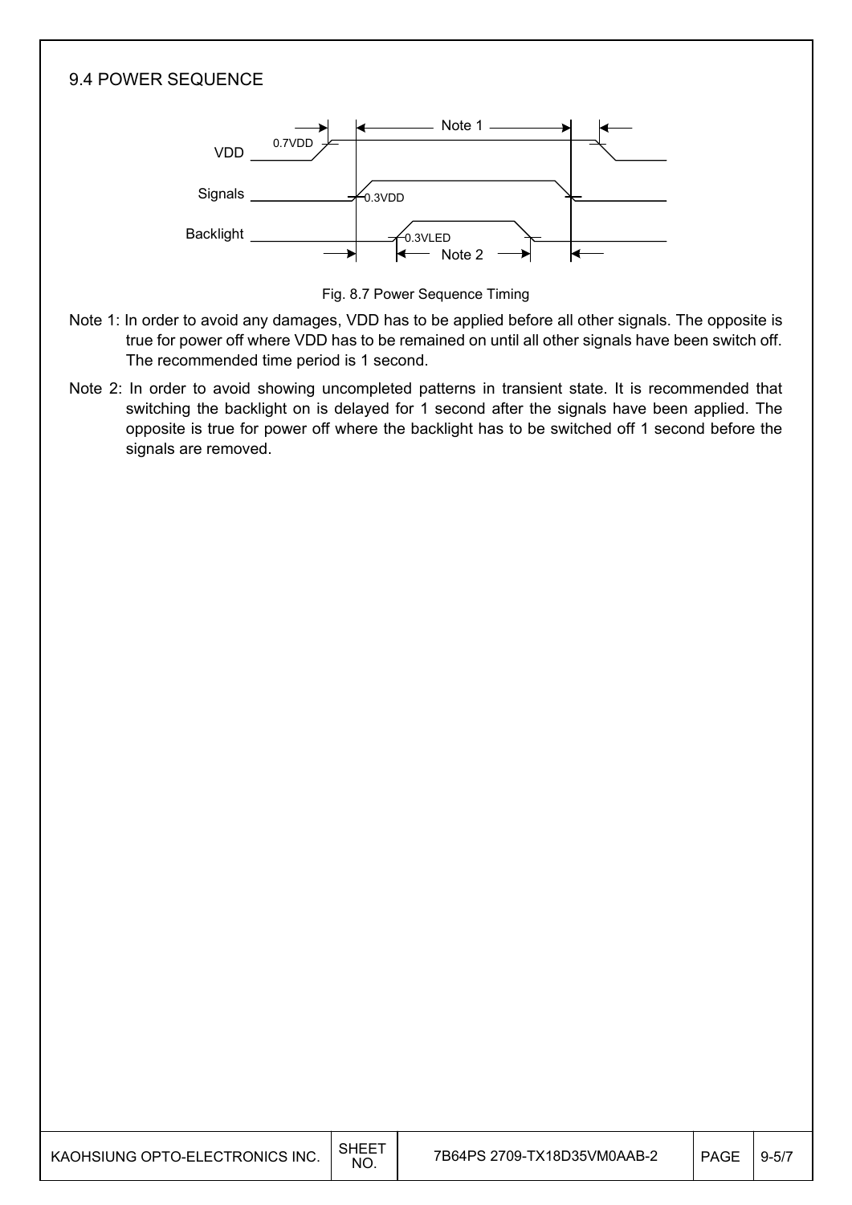## 9.4 POWER SEQUENCE

Fig. 8.7 Power Sequence Timing

Note 1: In order to avoid any damages, VDD has to be applied before all other signals. The opposite is true for power off where VDD has to be remained on until all other signals have been switch off. The recommended time period is 1 second.

Note 2: In order to avoid showing uncompleted patterns in transient state. It is recommended that switching the backlight on is delayed for 1 second after the signals have been applied. The opposite is true for power off where the backlight has to be switched off 1 second before the signals are removed.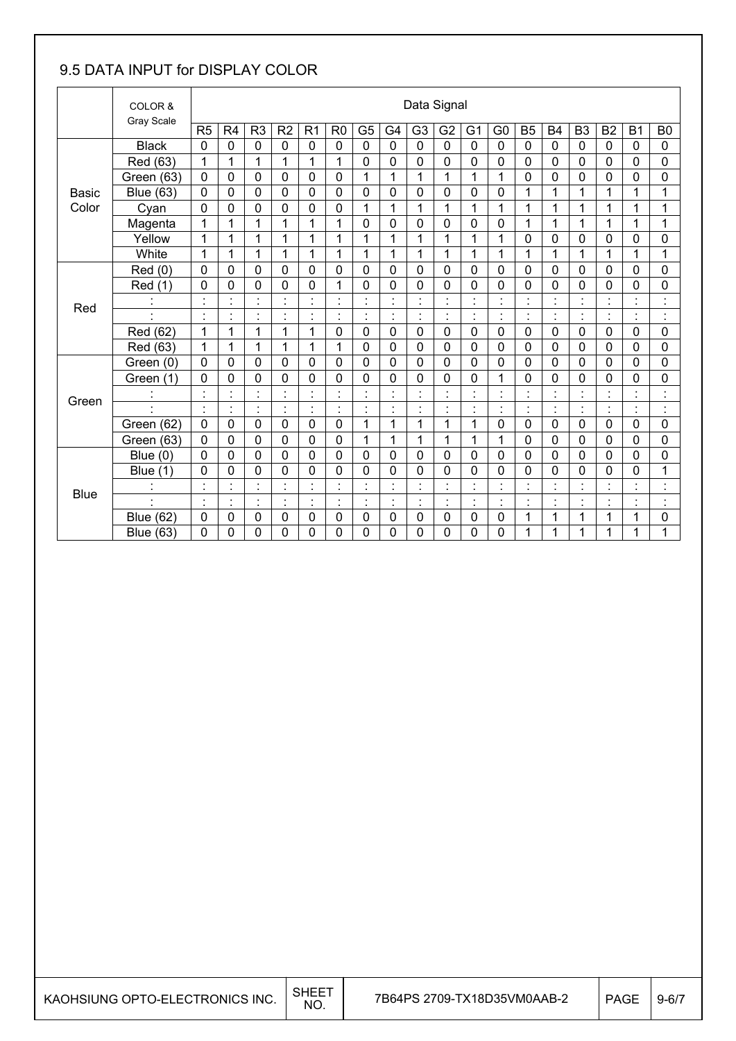## 9.5 DATA INPUT for DISPLAY COLOR

| | COLOR & Gray Scale | Data Signal | | | | | | | | | | | | | | | | | |
|---|---|---|---|---|---|---|---|---|---|---|---|---|---|---|---|---|---|---|---|
| | | R5 | R4 | R3 | R2 | R1 | R0 | G5 | G4 | G3 | G2 | G1 | G0 | B5 | B4 | B3 | B2 | B1 | B0 |
| Basic Color | Black | 0 | 0 | 0 | 0 | 0 | 0 | 0 | 0 | 0 | 0 | 0 | 0 | 0 | 0 | 0 | 0 | 0 | 0 |
| | Red (63) | 1 | 1 | 1 | 1 | 1 | 1 | 0 | 0 | 0 | 0 | 0 | 0 | 0 | 0 | 0 | 0 | 0 | 0 |
| | Green (63) | 0 | 0 | 0 | 0 | 0 | 0 | 1 | 1 | 1 | 1 | 1 | 1 | 0 | 0 | 0 | 0 | 0 | 0 |
| | Blue (63) | 0 | 0 | 0 | 0 | 0 | 0 | 0 | 0 | 0 | 0 | 0 | 0 | 1 | 1 | 1 | 1 | 1 | 1 |
| | Cyan | 0 | 0 | 0 | 0 | 0 | 0 | 1 | 1 | 1 | 1 | 1 | 1 | 1 | 1 | 1 | 1 | 1 | 1 |
| | Magenta | 1 | 1 | 1 | 1 | 1 | 1 | 0 | 0 | 0 | 0 | 0 | 0 | 1 | 1 | 1 | 1 | 1 | 1 |
| | Yellow | 1 | 1 | 1 | 1 | 1 | 1 | 1 | 1 | 1 | 1 | 1 | 1 | 0 | 0 | 0 | 0 | 0 | 0 |
| | White | 1 | 1 | 1 | 1 | 1 | 1 | 1 | 1 | 1 | 1 | 1 | 1 | 1 | 1 | 1 | 1 | 1 | 1 |
| Red | Red (0) | 0 | 0 | 0 | 0 | 0 | 0 | 0 | 0 | 0 | 0 | 0 | 0 | 0 | 0 | 0 | 0 | 0 | 0 |
| | Red (1) | 0 | 0 | 0 | 0 | 0 | 1 | 0 | 0 | 0 | 0 | 0 | 0 | 0 | 0 | 0 | 0 | 0 | 0 |
| | : | : | : | : | : | : | : | : | : | : | : | : | : | : | : | : | : | : | : |
| | : | : | : | : | : | : | : | : | : | : | : | : | : | : | : | : | : | : | : |
| | Red (62) | 1 | 1 | 1 | 1 | 1 | 0 | 0 | 0 | 0 | 0 | 0 | 0 | 0 | 0 | 0 | 0 | 0 | 0 |
| | Red (63) | 1 | 1 | 1 | 1 | 1 | 1 | 0 | 0 | 0 | 0 | 0 | 0 | 0 | 0 | 0 | 0 | 0 | 0 |
| Green | Green (0) | 0 | 0 | 0 | 0 | 0 | 0 | 0 | 0 | 0 | 0 | 0 | 0 | 0 | 0 | 0 | 0 | 0 | 0 |
| | Green (1) | 0 | 0 | 0 | 0 | 0 | 0 | 0 | 0 | 0 | 0 | 0 | 1 | 0 | 0 | 0 | 0 | 0 | 0 |
| | : | : | : | : | : | : | : | : | : | : | : | : | : | : | : | : | : | : | : |
| | : | : | : | : | : | : | : | : | : | : | : | : | : | : | : | : | : | : | : |
| | Green (62) | 0 | 0 | 0 | 0 | 0 | 0 | 1 | 1 | 1 | 1 | 1 | 0 | 0 | 0 | 0 | 0 | 0 | 0 |
| | Green (63) | 0 | 0 | 0 | 0 | 0 | 0 | 1 | 1 | 1 | 1 | 1 | 1 | 0 | 0 | 0 | 0 | 0 | 0 |
| Blue | Blue (0) | 0 | 0 | 0 | 0 | 0 | 0 | 0 | 0 | 0 | 0 | 0 | 0 | 0 | 0 | 0 | 0 | 0 | 0 |
| | Blue (1) | 0 | 0 | 0 | 0 | 0 | 0 | 0 | 0 | 0 | 0 | 0 | 0 | 0 | 0 | 0 | 0 | 0 | 1 |
| | : | : | : | : | : | : | : | : | : | : | : | : | : | : | : | : | : | : | : |
| | : | : | : | : | : | : | : | : | : | : | : | : | : | : | : | : | : | : | : |
| | Blue (62) | 0 | 0 | 0 | 0 | 0 | 0 | 0 | 0 | 0 | 0 | 0 | 0 | 1 | 1 | 1 | 1 | 1 | 0 |
| | Blue (63) | 0 | 0 | 0 | 0 | 0 | 0 | 0 | 0 | 0 | 0 | 0 | 0 | 1 | 1 | 1 | 1 | 1 | 1 |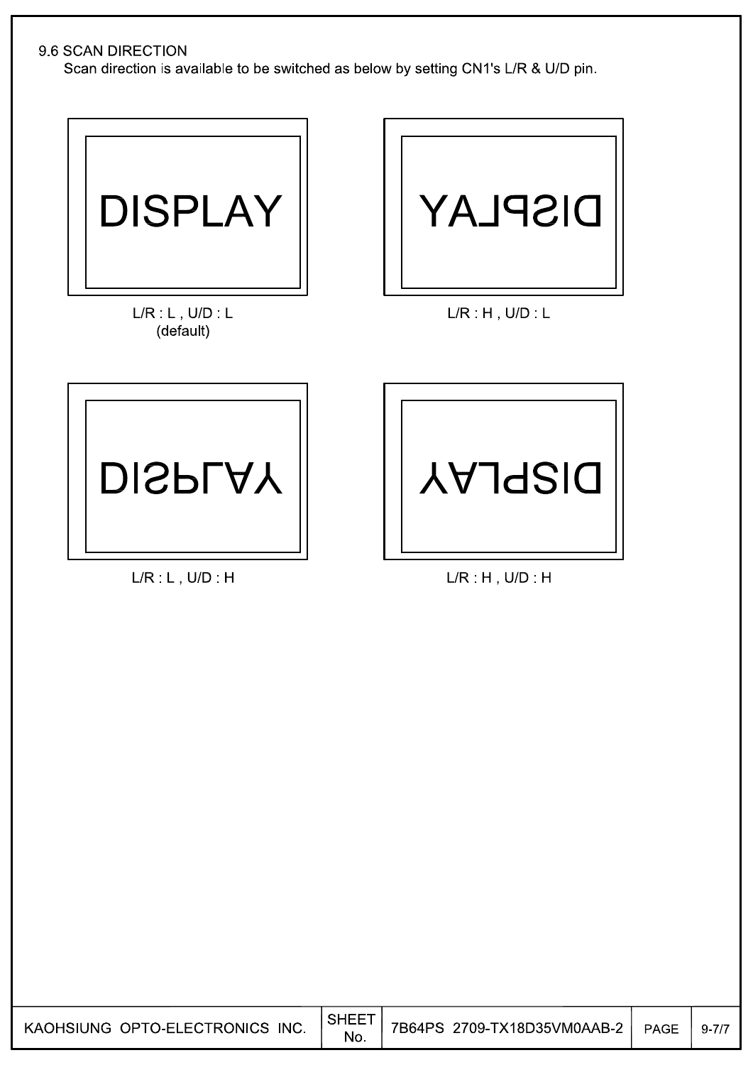### 9.6 SCAN DIRECTION

Scan direction is available to be switched as below by setting CN1's L/R & U/D pin.

DISPLAY

L/R : L , U/D : L
(default)

DISPLAY

L/R : H , U/D : L

DISPLAY

L/R : L , U/D : H

DISPLAY

L/R : H , U/D : H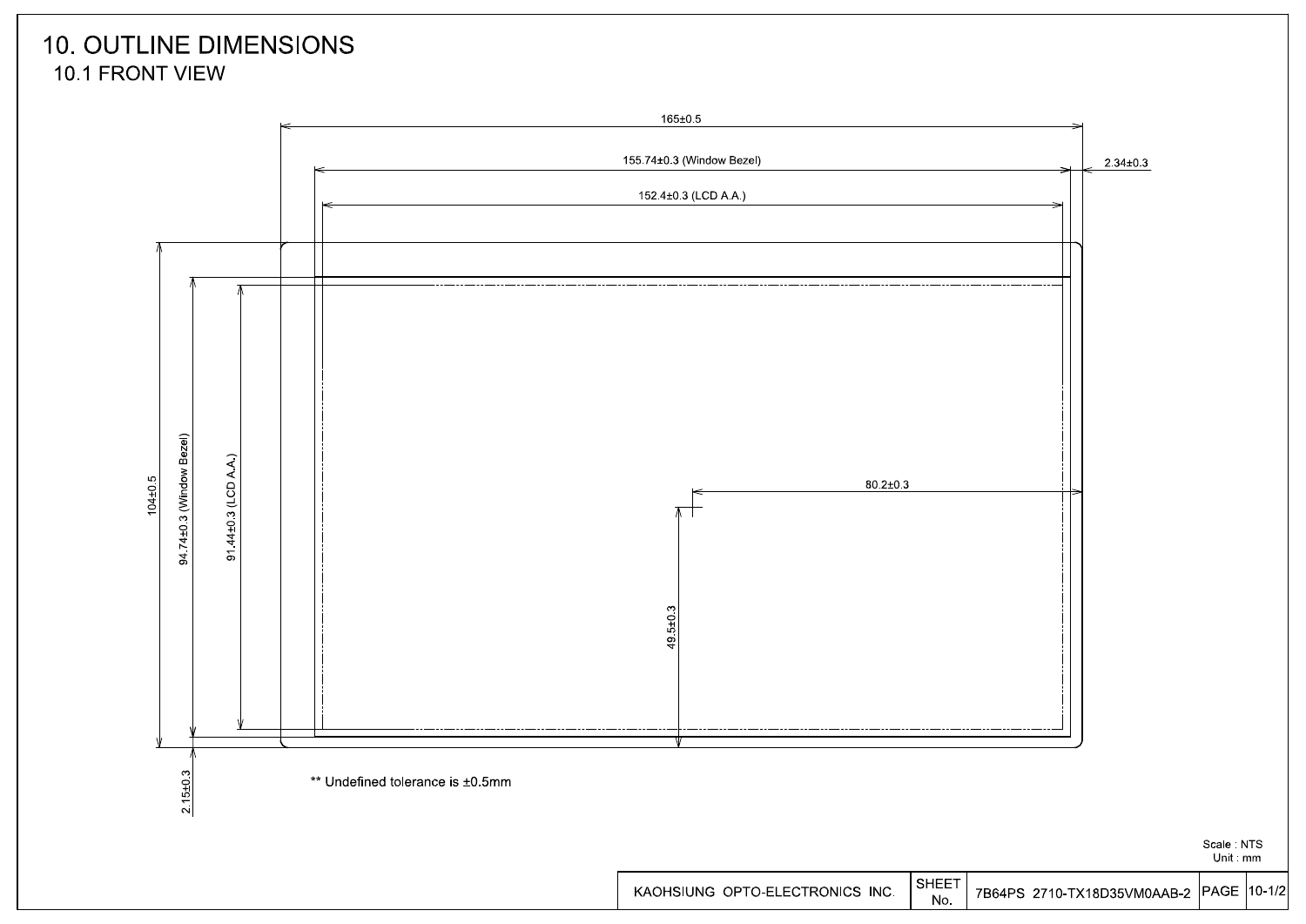# 10. OUTLINE DIMENSIONS

## 10.1 FRONT VIEW

165±0.5

155.74±0.3 (Window Bezel)

2.34±0.3

152.4±0.3 (LCD A.A.)

104±0.5

94.74±0.3 (Window Bezel)

91.44±0.3 (LCD A.A.)

80.2±0.3

49.5±0.3

2.15±0.3

** Undefined tolerance is ±0.5mm

Scale : NTS
Unit : mm

| KAOHSIUNG OPTO-ELECTRONICS INC. | SHEET No. | 7B64PS 2710-TX18D35VM0AAB-2 | PAGE | 10-1/2 |
|---|---|---|---|---|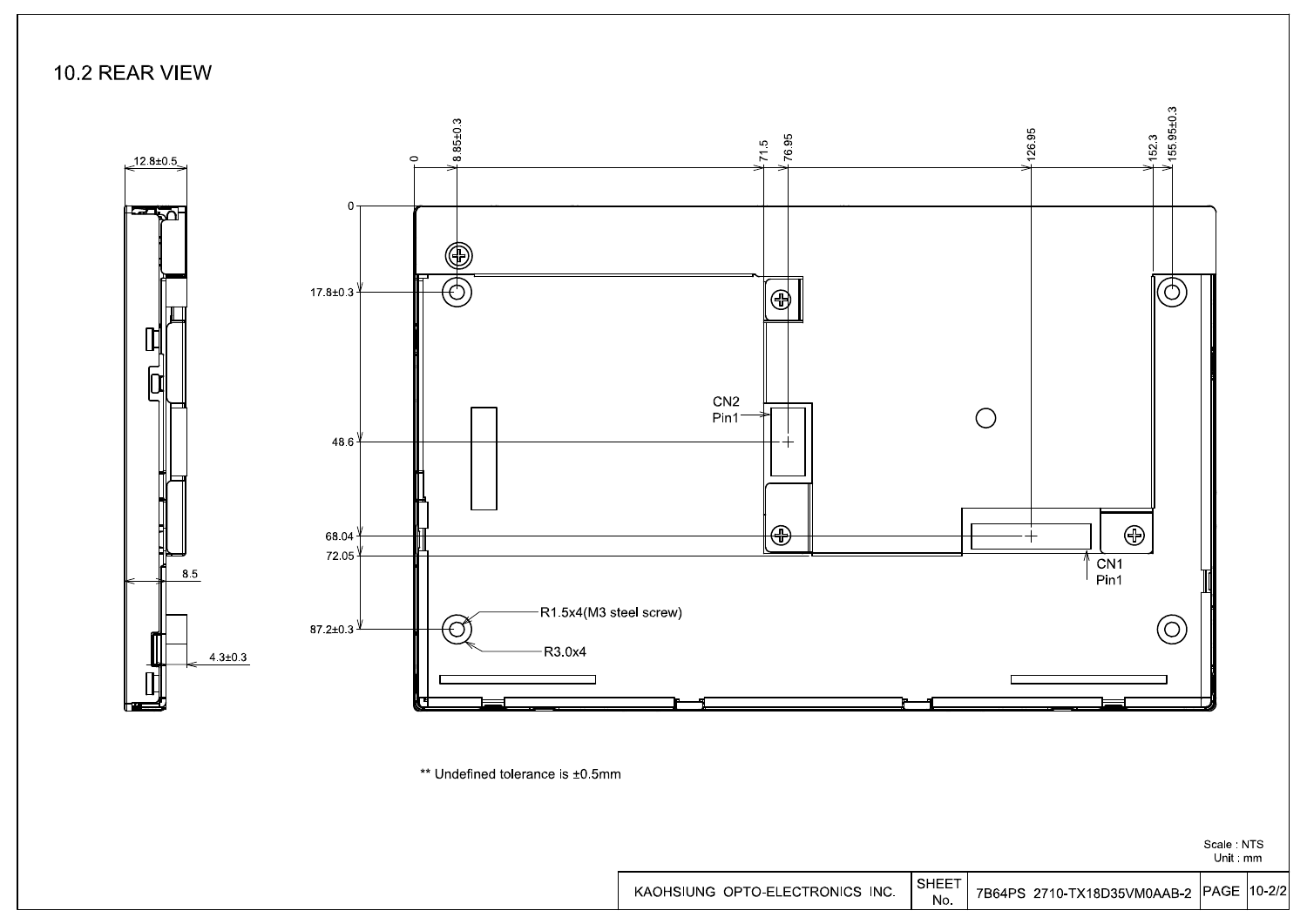## 10.2 REAR VIEW

12.8±0.5

8.5

4.3±0.3

0, 8.85±0.3, 71.5, 76.95, 126.95, 152.3, 155.95±0.3

0, 17.8±0.3, 48.6, 68.04, 72.05, 87.2±0.3

CN2 Pin1

CN1 Pin1

R1.5x4(M3 steel screw)

R3.0x4

** Undefined tolerance is ±0.5mm

Scale : NTS
Unit : mm

| KAOHSIUNG OPTO-ELECTRONICS INC. | SHEET No. | 7B64PS 2710-TX18D35VM0AAB-2 | PAGE | 10-2/2 |
|---|---|---|---|---|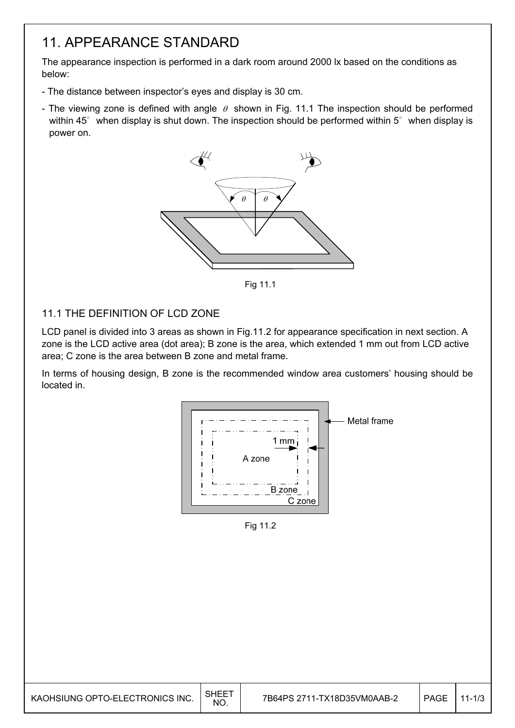# 11. APPEARANCE STANDARD

The appearance inspection is performed in a dark room around 2000 lx based on the conditions as below:

- The distance between inspector's eyes and display is 30 cm.
- The viewing zone is defined with angle $\theta$ shown in Fig. 11.1 The inspection should be performed within 45° when display is shut down. The inspection should be performed within 5° when display is power on.

Fig 11.1

## 11.1 THE DEFINITION OF LCD ZONE

LCD panel is divided into 3 areas as shown in Fig.11.2 for appearance specification in next section. A zone is the LCD active area (dot area); B zone is the area, which extended 1 mm out from LCD active area; C zone is the area between B zone and metal frame.

In terms of housing design, B zone is the recommended window area customers' housing should be located in.

Fig 11.2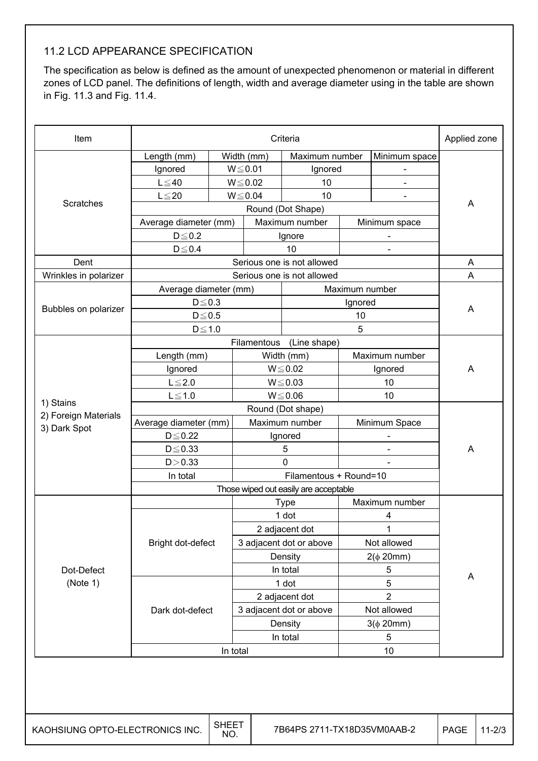## 11.2 LCD APPEARANCE SPECIFICATION

The specification as below is defined as the amount of unexpected phenomenon or material in different zones of LCD panel. The definitions of length, width and average diameter using in the table are shown in Fig. 11.3 and Fig. 11.4.

| Item | Criteria | | | | Applied zone |
|---|---|---|---|---|---|
| Scratches | Length (mm) | Width (mm) | Maximum number | Minimum space | A |
| | Ignored | W≦0.01 | Ignored | - | |
| | L≦40 | W≦0.02 | 10 | - | |
| | L≦20 | W≦0.04 | 10 | - | |
| | Round (Dot Shape) | | | | |
| | Average diameter (mm) | Maximum number | Minimum space | | |
| | D≦0.2 | Ignore | - | | |
| | D≦0.4 | 10 | - | | |
| Dent | Serious one is not allowed | | | | A |
| Wrinkles in polarizer | Serious one is not allowed | | | | A |
| Bubbles on polarizer | Average diameter (mm) | Maximum number | | | A |
| | D≦0.3 | Ignored | | | |
| | D≦0.5 | 10 | | | |
| | D≦1.0 | 5 | | | |
| 1) Stains<br>2) Foreign Materials<br>3) Dark Spot | Filamentous (Line shape) | | | | A |
| | Length (mm) | Width (mm) | Maximum number | | |
| | Ignored | W≦0.02 | Ignored | | |
| | L≦2.0 | W≦0.03 | 10 | | |
| | L≦1.0 | W≦0.06 | 10 | | |
| | Round (Dot shape) | | | | A |
| | Average diameter (mm) | Maximum number | Minimum Space | | |
| | D≦0.22 | Ignored | - | | |
| | D≦0.33 | 5 | - | | |
| | D＞0.33 | 0 | - | | |
| | In total | Filamentous + Round=10 | | | |
| | Those wiped out easily are acceptable | | | | |
| Dot-Defect<br>(Note 1) | | Type | Maximum number | | A |
| | Bright dot-defect | 1 dot | 4 | | |
| | | 2 adjacent dot | 1 | | |
| | | 3 adjacent dot or above | Not allowed | | |
| | | Density | 2(ϕ 20mm) | | |
| | | In total | 5 | | |
| | Dark dot-defect | 1 dot | 5 | | |
| | | 2 adjacent dot | 2 | | |
| | | 3 adjacent dot or above | Not allowed | | |
| | | Density | 3(ϕ 20mm) | | |
| | | In total | 5 | | |
| | In total | | 10 | | |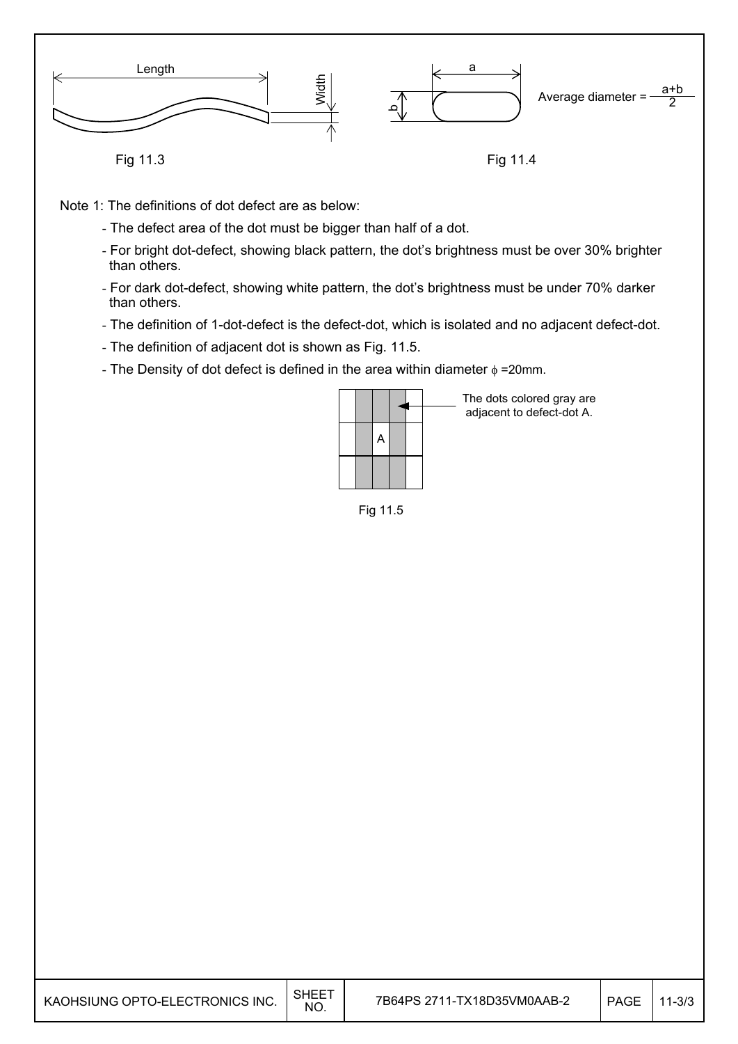Length

Width

Fig 11.3

a

b

Average diameter = $\frac{a+b}{2}$

Fig 11.4

Note 1: The definitions of dot defect are as below:

- The defect area of the dot must be bigger than half of a dot.
- For bright dot-defect, showing black pattern, the dot's brightness must be over 30% brighter than others.
- For dark dot-defect, showing white pattern, the dot's brightness must be under 70% darker than others.
- The definition of 1-dot-defect is the defect-dot, which is isolated and no adjacent defect-dot.
- The definition of adjacent dot is shown as Fig. 11.5.
- The Density of dot defect is defined in the area within diameter $\phi$ =20mm.

The dots colored gray are adjacent to defect-dot A.

Fig 11.5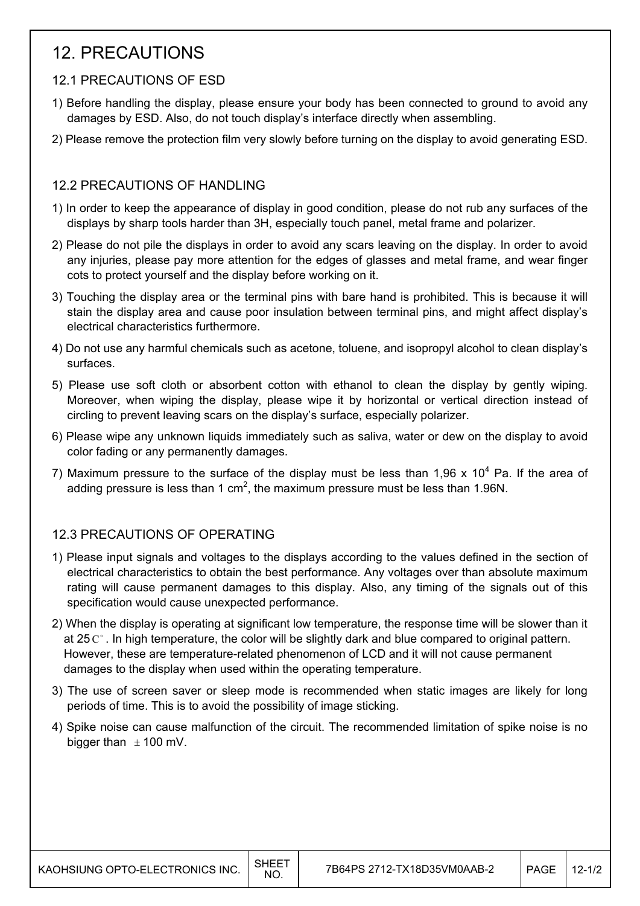# 12. PRECAUTIONS

## 12.1 PRECAUTIONS OF ESD

1) Before handling the display, please ensure your body has been connected to ground to avoid any damages by ESD. Also, do not touch display's interface directly when assembling.
2) Please remove the protection film very slowly before turning on the display to avoid generating ESD.

## 12.2 PRECAUTIONS OF HANDLING

1) In order to keep the appearance of display in good condition, please do not rub any surfaces of the displays by sharp tools harder than 3H, especially touch panel, metal frame and polarizer.
2) Please do not pile the displays in order to avoid any scars leaving on the display. In order to avoid any injuries, please pay more attention for the edges of glasses and metal frame, and wear finger cots to protect yourself and the display before working on it.
3) Touching the display area or the terminal pins with bare hand is prohibited. This is because it will stain the display area and cause poor insulation between terminal pins, and might affect display's electrical characteristics furthermore.
4) Do not use any harmful chemicals such as acetone, toluene, and isopropyl alcohol to clean display's surfaces.
5) Please use soft cloth or absorbent cotton with ethanol to clean the display by gently wiping. Moreover, when wiping the display, please wipe it by horizontal or vertical direction instead of circling to prevent leaving scars on the display's surface, especially polarizer.
6) Please wipe any unknown liquids immediately such as saliva, water or dew on the display to avoid color fading or any permanently damages.
7) Maximum pressure to the surface of the display must be less than $1{,}96 \times 10^4$ Pa. If the area of adding pressure is less than 1 $cm^2$, the maximum pressure must be less than 1.96N.

## 12.3 PRECAUTIONS OF OPERATING

1) Please input signals and voltages to the displays according to the values defined in the section of electrical characteristics to obtain the best performance. Any voltages over than absolute maximum rating will cause permanent damages to this display. Also, any timing of the signals out of this specification would cause unexpected performance.
2) When the display is operating at significant low temperature, the response time will be slower than it at 25°C. In high temperature, the color will be slightly dark and blue compared to original pattern. However, these are temperature-related phenomenon of LCD and it will not cause permanent damages to the display when used within the operating temperature.
3) The use of screen saver or sleep mode is recommended when static images are likely for long periods of time. This is to avoid the possibility of image sticking.
4) Spike noise can cause malfunction of the circuit. The recommended limitation of spike noise is no bigger than ±100 mV.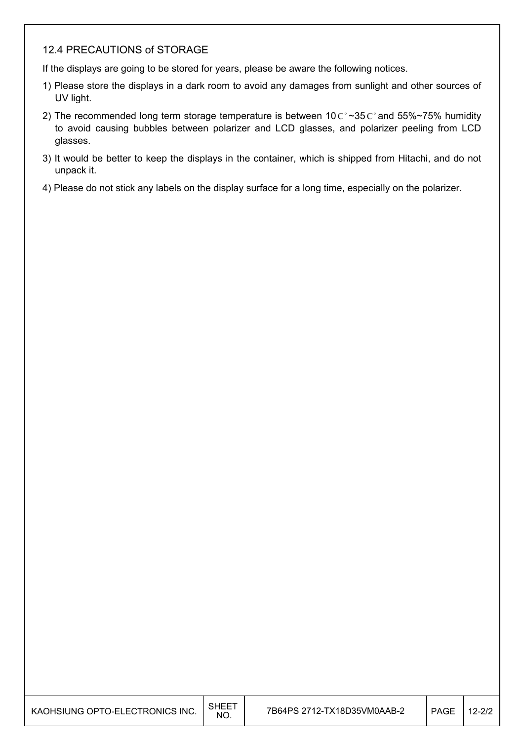## 12.4 PRECAUTIONS of STORAGE

If the displays are going to be stored for years, please be aware the following notices.

1) Please store the displays in a dark room to avoid any damages from sunlight and other sources of UV light.
2) The recommended long term storage temperature is between 10C°~35C° and 55%~75% humidity to avoid causing bubbles between polarizer and LCD glasses, and polarizer peeling from LCD glasses.
3) It would be better to keep the displays in the container, which is shipped from Hitachi, and do not unpack it.
4) Please do not stick any labels on the display surface for a long time, especially on the polarizer.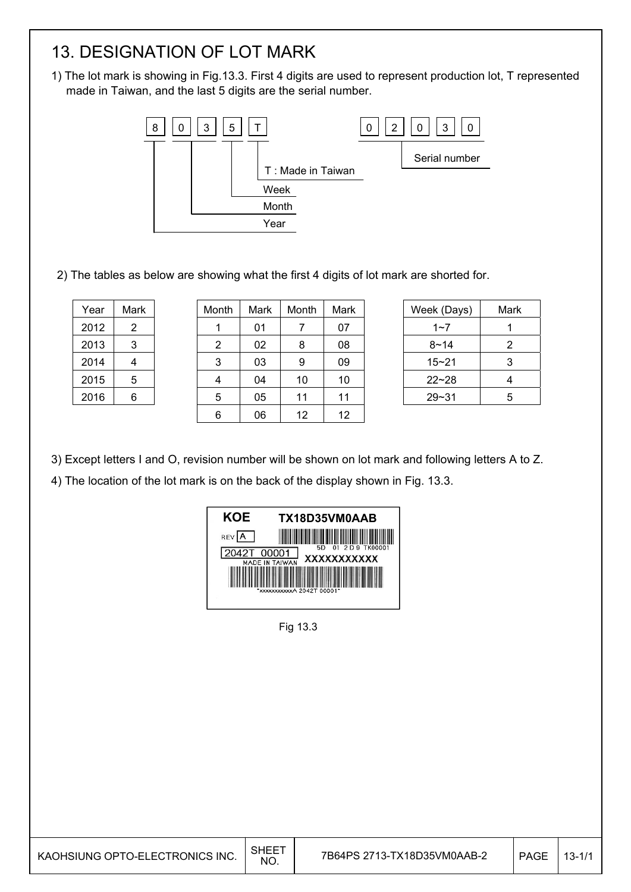# 13. DESIGNATION OF LOT MARK

1) The lot mark is showing in Fig.13.3. First 4 digits are used to represent production lot, T represented made in Taiwan, and the last 5 digits are the serial number.

8 0 3 5 T    0 2 0 3 0

Year
Month
Week
T : Made in Taiwan
Serial number

2) The tables as below are showing what the first 4 digits of lot mark are shorted for.

| Year | Mark |
|---|---|
| 2012 | 2 |
| 2013 | 3 |
| 2014 | 4 |
| 2015 | 5 |
| 2016 | 6 |

| Month | Mark | Month | Mark |
|---|---|---|---|
| 1 | 01 | 7 | 07 |
| 2 | 02 | 8 | 08 |
| 3 | 03 | 9 | 09 |
| 4 | 04 | 10 | 10 |
| 5 | 05 | 11 | 11 |
| 6 | 06 | 12 | 12 |

| Week (Days) | Mark |
|---|---|
| 1~7 | 1 |
| 8~14 | 2 |
| 15~21 | 3 |
| 22~28 | 4 |
| 29~31 | 5 |

3) Except letters I and O, revision number will be shown on lot mark and following letters A to Z.

4) The location of the lot mark is on the back of the display shown in Fig. 13.3.

KOE TX18D35VM0AAB
REV A
5D 01 2D9 TK00001
2042T 00001
MADE IN TAIWAN
XXXXXXXXXXX
*xxxxxxxxxxxA 2042T 00001*

Fig 13.3